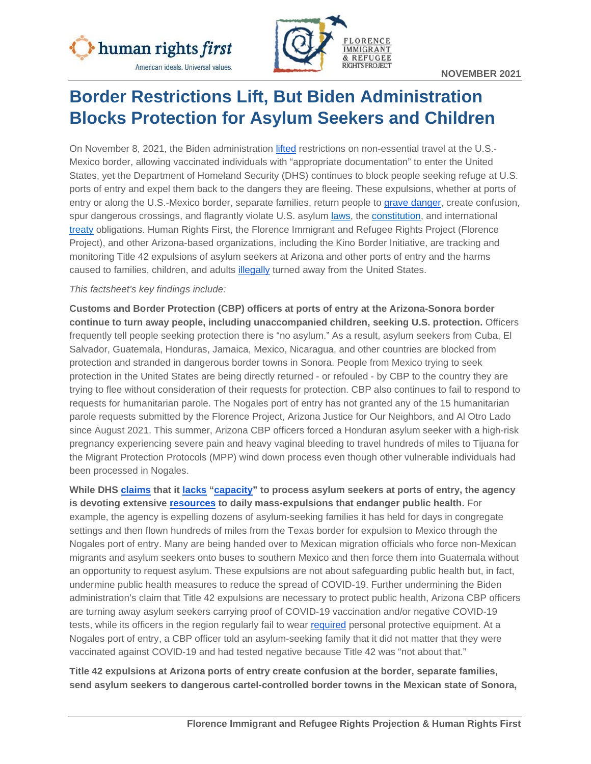NOVEMBER 2021

# Border Restrictions Lift, But Biden Administration Blocks Protection for Asylum Seekers and Children

On November 8, 2021, the Biden administration lifted restrictions on non-essential travel at the U.S.-Mexico border, allowing vaccinated individuals with "appropriate documentation" to enter the United States, yet the Department of Homeland Security (DHS) continues to block people seeking refuge at U.S. ports of entry and expel them back to the dangers they are fleeing. These expulsions, whether at ports of entry or along the U.S.-Mexico border, separate families, return people to grave danger, create confusion, spur dangerous crossings, and flagrantly violate U.S. asylum laws, the constitution, and international treaty obligations. Human Rights First, the Florence Immigrant and Refugee Rights Project (Florence Project), and other Arizona-based organizations, including the Kino Border Initiative, are tracking and monitoring Title 42 expulsions of asylum seekers at Arizona and other ports of entry and the harms caused to families, children, and adults illegally turned away from the United States.

*This factsheet's key findings include:*

**Customs and Border Protection (CBP) officers at ports of entry at the Arizona-Sonora border continue to turn away people, including unaccompanied children, seeking U.S. protection.** Officers frequently tell people seeking protection there is "no asylum." As a result, asylum seekers from Cuba, El Salvador, Guatemala, Honduras, Jamaica, Mexico, Nicaragua, and other countries are blocked from protection and stranded in dangerous border towns in Sonora. People from Mexico trying to seek protection in the United States are being directly returned - or refouled - by CBP to the country they are trying to flee without consideration of their requests for protection. CBP also continues to fail to respond to requests for humanitarian parole. The Nogales port of entry has not granted any of the 15 humanitarian parole requests submitted by the Florence Project, Arizona Justice for Our Neighbors, and Al Otro Lado since August 2021. This summer, Arizona CBP officers forced a Honduran asylum seeker with a high-risk pregnancy experiencing severe pain and heavy vaginal bleeding to travel hundreds of miles to Tijuana for the Migrant Protection Protocols (MPP) wind down process even though other vulnerable individuals had been processed in Nogales.

**While DHS claims that it lacks "capacity" to process asylum seekers at ports of entry, the agency is devoting extensive resources to daily mass-expulsions that endanger public health.** For example, the agency is expelling dozens of asylum-seeking families it has held for days in congregate settings and then flown hundreds of miles from the Texas border for expulsion to Mexico through the Nogales port of entry. Many are being handed over to Mexican migration officials who force non-Mexican migrants and asylum seekers onto buses to southern Mexico and then force them into Guatemala without an opportunity to request asylum. These expulsions are not about safeguarding public health but, in fact, undermine public health measures to reduce the spread of COVID-19. Further undermining the Biden administration's claim that Title 42 expulsions are necessary to protect public health, Arizona CBP officers are turning away asylum seekers carrying proof of COVID-19 vaccination and/or negative COVID-19 tests, while its officers in the region regularly fail to wear required personal protective equipment. At a Nogales port of entry, a CBP officer told an asylum-seeking family that it did not matter that they were vaccinated against COVID-19 and had tested negative because Title 42 was "not about that."

**Title 42 expulsions at Arizona ports of entry create confusion at the border, separate families, send asylum seekers to dangerous cartel-controlled border towns in the Mexican state of Sonora,**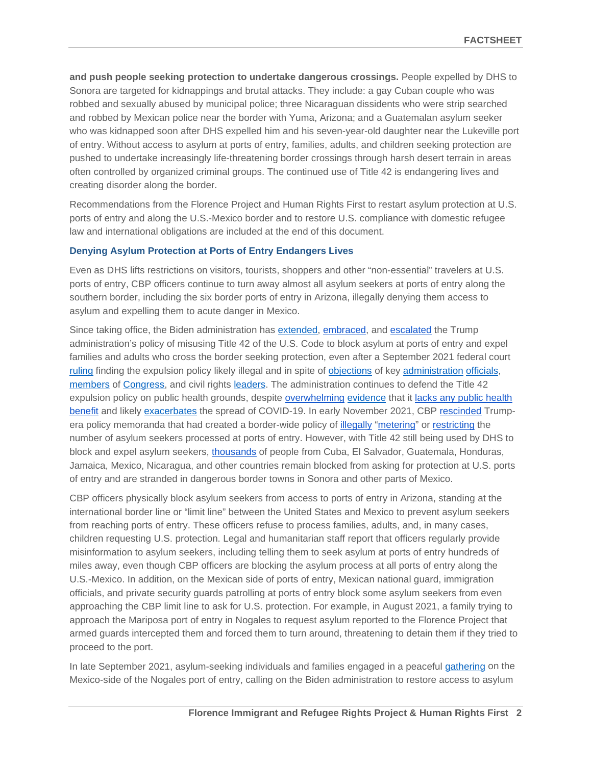**and push people seeking protection to undertake dangerous crossings.** People expelled by DHS to Sonora are targeted for kidnappings and brutal attacks. They include: a gay Cuban couple who was robbed and sexually abused by municipal police; three Nicaraguan dissidents who were strip searched and robbed by Mexican police near the border with Yuma, Arizona; and a Guatemalan asylum seeker who was kidnapped soon after DHS expelled him and his seven-year-old daughter near the Lukeville port of entry. Without access to asylum at ports of entry, families, adults, and children seeking protection are pushed to undertake increasingly life-threatening border crossings through harsh desert terrain in areas often controlled by organized criminal groups. The continued use of Title 42 is endangering lives and creating disorder along the border.

Recommendations from the Florence Project and Human Rights First to restart asylum protection at U.S. ports of entry and along the U.S.-Mexico border and to restore U.S. compliance with domestic refugee law and international obligations are included at the end of this document.

### Denying Asylum Protection at Ports of Entry Endangers Lives

Even as DHS lifts restrictions on visitors, tourists, shoppers and other "non-essential" travelers at U.S. ports of entry, CBP officers continue to turn away almost all asylum seekers at ports of entry along the southern border, including the six border ports of entry in Arizona, illegally denying them access to asylum and expelling them to acute danger in Mexico.

Since taking office, the Biden administration has extended, embraced, and escalated the Trump administration's policy of misusing Title 42 of the U.S. Code to block asylum at ports of entry and expel families and adults who cross the border seeking protection, even after a September 2021 federal court ruling finding the expulsion policy likely illegal and in spite of objections of key administration officials, members of Congress, and civil rights leaders. The administration continues to defend the Title 42 expulsion policy on public health grounds, despite overwhelming evidence that it lacks any public health benefit and likely exacerbates the spread of COVID-19. In early November 2021, CBP rescinded Trump-era policy memoranda that had created a border-wide policy of illegally "metering" or restricting the number of asylum seekers processed at ports of entry. However, with Title 42 still being used by DHS to block and expel asylum seekers, thousands of people from Cuba, El Salvador, Guatemala, Honduras, Jamaica, Mexico, Nicaragua, and other countries remain blocked from asking for protection at U.S. ports of entry and are stranded in dangerous border towns in Sonora and other parts of Mexico.

CBP officers physically block asylum seekers from access to ports of entry in Arizona, standing at the international border line or "limit line" between the United States and Mexico to prevent asylum seekers from reaching ports of entry. These officers refuse to process families, adults, and, in many cases, children requesting U.S. protection. Legal and humanitarian staff report that officers regularly provide misinformation to asylum seekers, including telling them to seek asylum at ports of entry hundreds of miles away, even though CBP officers are blocking the asylum process at all ports of entry along the U.S.-Mexico. In addition, on the Mexican side of ports of entry, Mexican national guard, immigration officials, and private security guards patrolling at ports of entry block some asylum seekers from even approaching the CBP limit line to ask for U.S. protection. For example, in August 2021, a family trying to approach the Mariposa port of entry in Nogales to request asylum reported to the Florence Project that armed guards intercepted them and forced them to turn around, threatening to detain them if they tried to proceed to the port.

In late September 2021, asylum-seeking individuals and families engaged in a peaceful gathering on the Mexico-side of the Nogales port of entry, calling on the Biden administration to restore access to asylum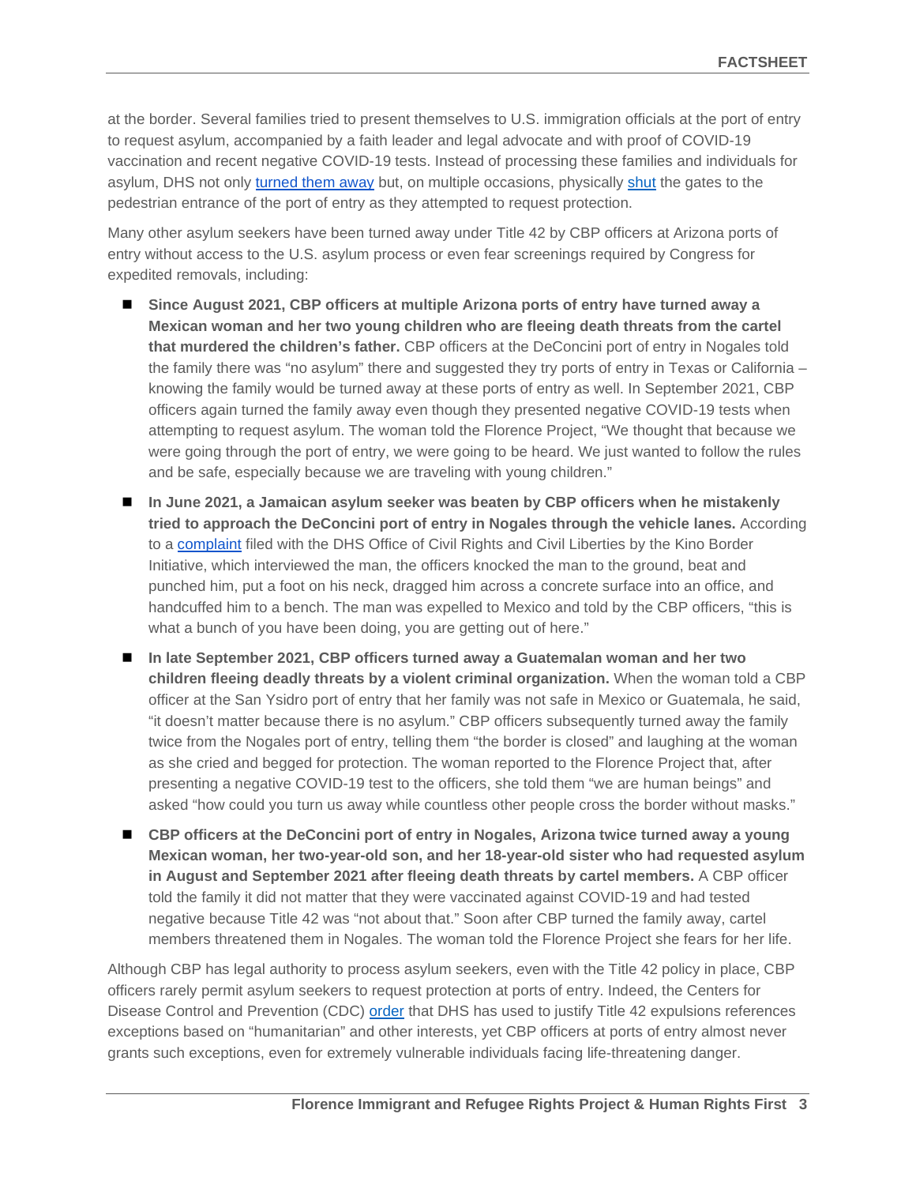at the border. Several families tried to present themselves to U.S. immigration officials at the port of entry to request asylum, accompanied by a faith leader and legal advocate and with proof of COVID-19 vaccination and recent negative COVID-19 tests. Instead of processing these families and individuals for asylum, DHS not only turned them away but, on multiple occasions, physically shut the gates to the pedestrian entrance of the port of entry as they attempted to request protection.

Many other asylum seekers have been turned away under Title 42 by CBP officers at Arizona ports of entry without access to the U.S. asylum process or even fear screenings required by Congress for expedited removals, including:

- **Since August 2021, CBP officers at multiple Arizona ports of entry have turned away a Mexican woman and her two young children who are fleeing death threats from the cartel that murdered the children's father.** CBP officers at the DeConcini port of entry in Nogales told the family there was "no asylum" there and suggested they try ports of entry in Texas or California – knowing the family would be turned away at these ports of entry as well. In September 2021, CBP officers again turned the family away even though they presented negative COVID-19 tests when attempting to request asylum. The woman told the Florence Project, "We thought that because we were going through the port of entry, we were going to be heard. We just wanted to follow the rules and be safe, especially because we are traveling with young children."
- **In June 2021, a Jamaican asylum seeker was beaten by CBP officers when he mistakenly tried to approach the DeConcini port of entry in Nogales through the vehicle lanes.** According to a complaint filed with the DHS Office of Civil Rights and Civil Liberties by the Kino Border Initiative, which interviewed the man, the officers knocked the man to the ground, beat and punched him, put a foot on his neck, dragged him across a concrete surface into an office, and handcuffed him to a bench. The man was expelled to Mexico and told by the CBP officers, "this is what a bunch of you have been doing, you are getting out of here."
- **In late September 2021, CBP officers turned away a Guatemalan woman and her two children fleeing deadly threats by a violent criminal organization.** When the woman told a CBP officer at the San Ysidro port of entry that her family was not safe in Mexico or Guatemala, he said, "it doesn't matter because there is no asylum." CBP officers subsequently turned away the family twice from the Nogales port of entry, telling them "the border is closed" and laughing at the woman as she cried and begged for protection. The woman reported to the Florence Project that, after presenting a negative COVID-19 test to the officers, she told them "we are human beings" and asked "how could you turn us away while countless other people cross the border without masks."
- **CBP officers at the DeConcini port of entry in Nogales, Arizona twice turned away a young Mexican woman, her two-year-old son, and her 18-year-old sister who had requested asylum in August and September 2021 after fleeing death threats by cartel members.** A CBP officer told the family it did not matter that they were vaccinated against COVID-19 and had tested negative because Title 42 was "not about that." Soon after CBP turned the family away, cartel members threatened them in Nogales. The woman told the Florence Project she fears for her life.

Although CBP has legal authority to process asylum seekers, even with the Title 42 policy in place, CBP officers rarely permit asylum seekers to request protection at ports of entry. Indeed, the Centers for Disease Control and Prevention (CDC) order that DHS has used to justify Title 42 expulsions references exceptions based on "humanitarian" and other interests, yet CBP officers at ports of entry almost never grants such exceptions, even for extremely vulnerable individuals facing life-threatening danger.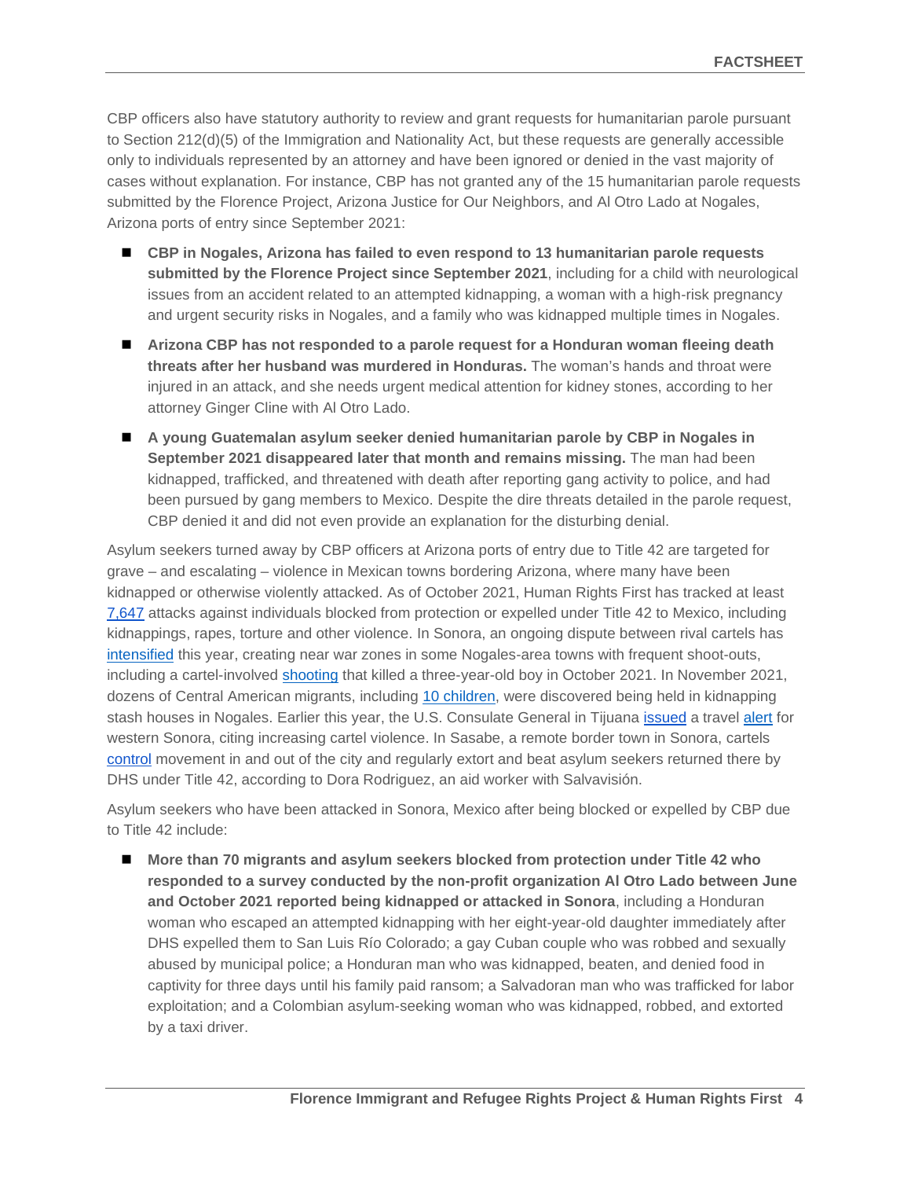CBP officers also have statutory authority to review and grant requests for humanitarian parole pursuant to Section 212(d)(5) of the Immigration and Nationality Act, but these requests are generally accessible only to individuals represented by an attorney and have been ignored or denied in the vast majority of cases without explanation. For instance, CBP has not granted any of the 15 humanitarian parole requests submitted by the Florence Project, Arizona Justice for Our Neighbors, and Al Otro Lado at Nogales, Arizona ports of entry since September 2021:

- **CBP in Nogales, Arizona has failed to even respond to 13 humanitarian parole requests submitted by the Florence Project since September 2021**, including for a child with neurological issues from an accident related to an attempted kidnapping, a woman with a high-risk pregnancy and urgent security risks in Nogales, and a family who was kidnapped multiple times in Nogales.
- **Arizona CBP has not responded to a parole request for a Honduran woman fleeing death threats after her husband was murdered in Honduras.** The woman's hands and throat were injured in an attack, and she needs urgent medical attention for kidney stones, according to her attorney Ginger Cline with Al Otro Lado.
- **A young Guatemalan asylum seeker denied humanitarian parole by CBP in Nogales in September 2021 disappeared later that month and remains missing.** The man had been kidnapped, trafficked, and threatened with death after reporting gang activity to police, and had been pursued by gang members to Mexico. Despite the dire threats detailed in the parole request, CBP denied it and did not even provide an explanation for the disturbing denial.

Asylum seekers turned away by CBP officers at Arizona ports of entry due to Title 42 are targeted for grave – and escalating – violence in Mexican towns bordering Arizona, where many have been kidnapped or otherwise violently attacked. As of October 2021, Human Rights First has tracked at least 7,647 attacks against individuals blocked from protection or expelled under Title 42 to Mexico, including kidnappings, rapes, torture and other violence. In Sonora, an ongoing dispute between rival cartels has intensified this year, creating near war zones in some Nogales-area towns with frequent shoot-outs, including a cartel-involved shooting that killed a three-year-old boy in October 2021. In November 2021, dozens of Central American migrants, including 10 children, were discovered being held in kidnapping stash houses in Nogales. Earlier this year, the U.S. Consulate General in Tijuana issued a travel alert for western Sonora, citing increasing cartel violence. In Sasabe, a remote border town in Sonora, cartels control movement in and out of the city and regularly extort and beat asylum seekers returned there by DHS under Title 42, according to Dora Rodriguez, an aid worker with Salvavisión.

Asylum seekers who have been attacked in Sonora, Mexico after being blocked or expelled by CBP due to Title 42 include:

- **More than 70 migrants and asylum seekers blocked from protection under Title 42 who responded to a survey conducted by the non-profit organization Al Otro Lado between June and October 2021 reported being kidnapped or attacked in Sonora**, including a Honduran woman who escaped an attempted kidnapping with her eight-year-old daughter immediately after DHS expelled them to San Luis Río Colorado; a gay Cuban couple who was robbed and sexually abused by municipal police; a Honduran man who was kidnapped, beaten, and denied food in captivity for three days until his family paid ransom; a Salvadoran man who was trafficked for labor exploitation; and a Colombian asylum-seeking woman who was kidnapped, robbed, and extorted by a taxi driver.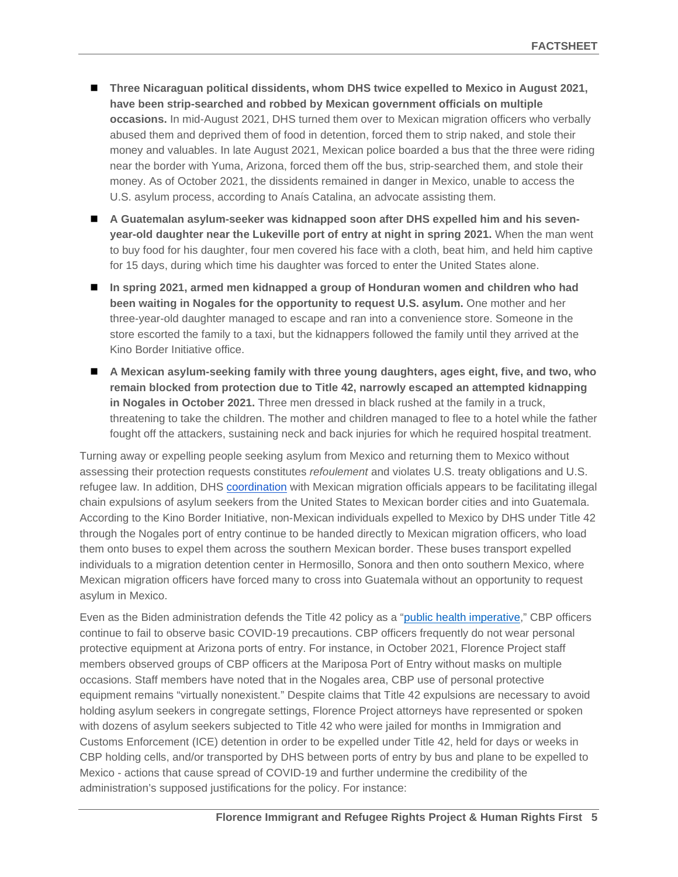- **Three Nicaraguan political dissidents, whom DHS twice expelled to Mexico in August 2021, have been strip-searched and robbed by Mexican government officials on multiple occasions.** In mid-August 2021, DHS turned them over to Mexican migration officers who verbally abused them and deprived them of food in detention, forced them to strip naked, and stole their money and valuables. In late August 2021, Mexican police boarded a bus that the three were riding near the border with Yuma, Arizona, forced them off the bus, strip-searched them, and stole their money. As of October 2021, the dissidents remained in danger in Mexico, unable to access the U.S. asylum process, according to Anaís Catalina, an advocate assisting them.
- **A Guatemalan asylum-seeker was kidnapped soon after DHS expelled him and his seven-year-old daughter near the Lukeville port of entry at night in spring 2021.** When the man went to buy food for his daughter, four men covered his face with a cloth, beat him, and held him captive for 15 days, during which time his daughter was forced to enter the United States alone.
- **In spring 2021, armed men kidnapped a group of Honduran women and children who had been waiting in Nogales for the opportunity to request U.S. asylum.** One mother and her three-year-old daughter managed to escape and ran into a convenience store. Someone in the store escorted the family to a taxi, but the kidnappers followed the family until they arrived at the Kino Border Initiative office.
- **A Mexican asylum-seeking family with three young daughters, ages eight, five, and two, who remain blocked from protection due to Title 42, narrowly escaped an attempted kidnapping in Nogales in October 2021.** Three men dressed in black rushed at the family in a truck, threatening to take the children. The mother and children managed to flee to a hotel while the father fought off the attackers, sustaining neck and back injuries for which he required hospital treatment.

Turning away or expelling people seeking asylum from Mexico and returning them to Mexico without assessing their protection requests constitutes *refoulement* and violates U.S. treaty obligations and U.S. refugee law. In addition, DHS coordination with Mexican migration officials appears to be facilitating illegal chain expulsions of asylum seekers from the United States to Mexican border cities and into Guatemala. According to the Kino Border Initiative, non-Mexican individuals expelled to Mexico by DHS under Title 42 through the Nogales port of entry continue to be handed directly to Mexican migration officers, who load them onto buses to expel them across the southern Mexican border. These buses transport expelled individuals to a migration detention center in Hermosillo, Sonora and then onto southern Mexico, where Mexican migration officers have forced many to cross into Guatemala without an opportunity to request asylum in Mexico.

Even as the Biden administration defends the Title 42 policy as a "public health imperative," CBP officers continue to fail to observe basic COVID-19 precautions. CBP officers frequently do not wear personal protective equipment at Arizona ports of entry. For instance, in October 2021, Florence Project staff members observed groups of CBP officers at the Mariposa Port of Entry without masks on multiple occasions. Staff members have noted that in the Nogales area, CBP use of personal protective equipment remains "virtually nonexistent." Despite claims that Title 42 expulsions are necessary to avoid holding asylum seekers in congregate settings, Florence Project attorneys have represented or spoken with dozens of asylum seekers subjected to Title 42 who were jailed for months in Immigration and Customs Enforcement (ICE) detention in order to be expelled under Title 42, held for days or weeks in CBP holding cells, and/or transported by DHS between ports of entry by bus and plane to be expelled to Mexico - actions that cause spread of COVID-19 and further undermine the credibility of the administration's supposed justifications for the policy. For instance: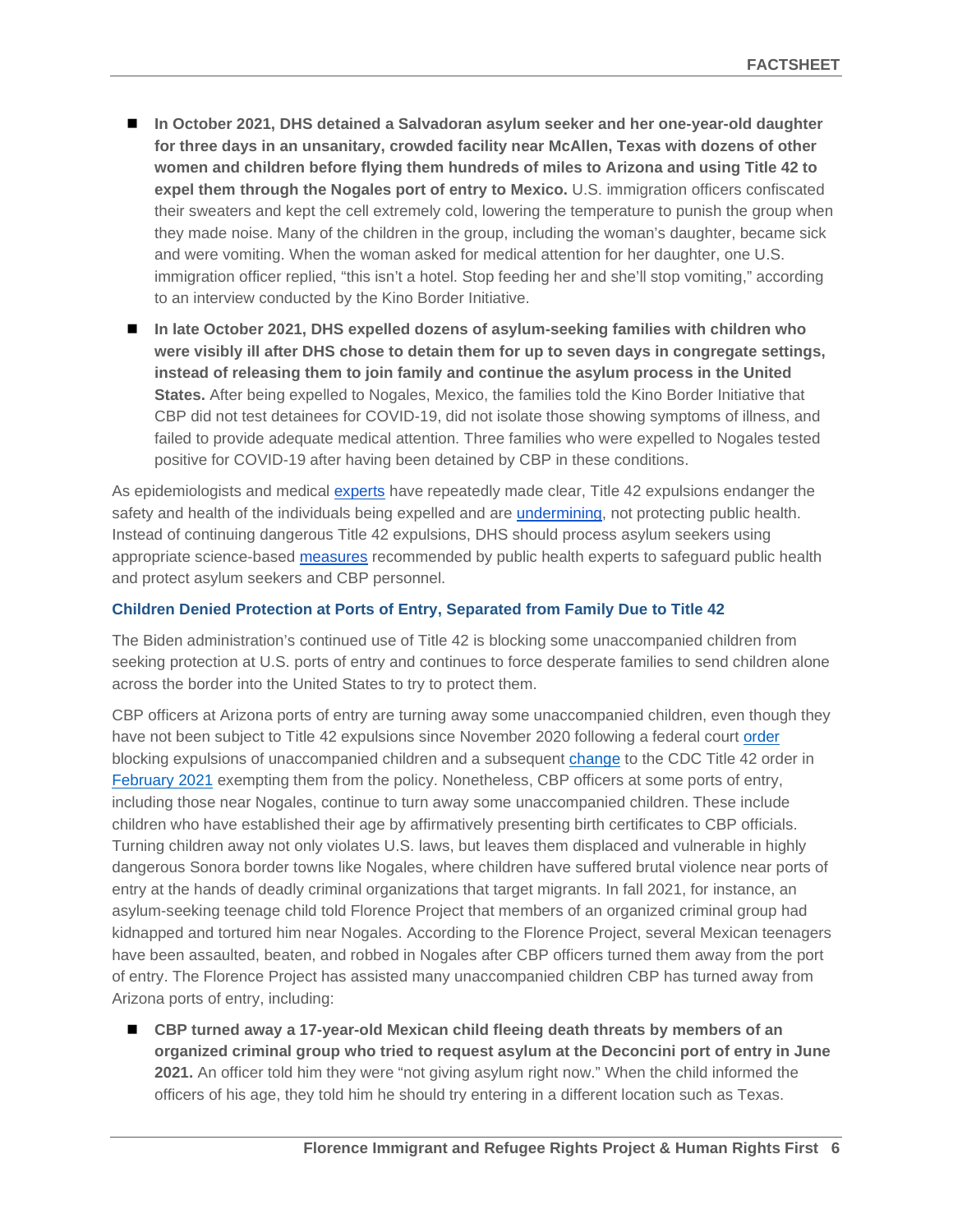- **In October 2021, DHS detained a Salvadoran asylum seeker and her one-year-old daughter for three days in an unsanitary, crowded facility near McAllen, Texas with dozens of other women and children before flying them hundreds of miles to Arizona and using Title 42 to expel them through the Nogales port of entry to Mexico.** U.S. immigration officers confiscated their sweaters and kept the cell extremely cold, lowering the temperature to punish the group when they made noise. Many of the children in the group, including the woman's daughter, became sick and were vomiting. When the woman asked for medical attention for her daughter, one U.S. immigration officer replied, "this isn't a hotel. Stop feeding her and she'll stop vomiting," according to an interview conducted by the Kino Border Initiative.
- **In late October 2021, DHS expelled dozens of asylum-seeking families with children who were visibly ill after DHS chose to detain them for up to seven days in congregate settings, instead of releasing them to join family and continue the asylum process in the United States.** After being expelled to Nogales, Mexico, the families told the Kino Border Initiative that CBP did not test detainees for COVID-19, did not isolate those showing symptoms of illness, and failed to provide adequate medical attention. Three families who were expelled to Nogales tested positive for COVID-19 after having been detained by CBP in these conditions.

As epidemiologists and medical experts have repeatedly made clear, Title 42 expulsions endanger the safety and health of the individuals being expelled and are undermining, not protecting public health. Instead of continuing dangerous Title 42 expulsions, DHS should process asylum seekers using appropriate science-based measures recommended by public health experts to safeguard public health and protect asylum seekers and CBP personnel.

### Children Denied Protection at Ports of Entry, Separated from Family Due to Title 42

The Biden administration's continued use of Title 42 is blocking some unaccompanied children from seeking protection at U.S. ports of entry and continues to force desperate families to send children alone across the border into the United States to try to protect them.

CBP officers at Arizona ports of entry are turning away some unaccompanied children, even though they have not been subject to Title 42 expulsions since November 2020 following a federal court order blocking expulsions of unaccompanied children and a subsequent change to the CDC Title 42 order in February 2021 exempting them from the policy. Nonetheless, CBP officers at some ports of entry, including those near Nogales, continue to turn away some unaccompanied children. These include children who have established their age by affirmatively presenting birth certificates to CBP officials. Turning children away not only violates U.S. laws, but leaves them displaced and vulnerable in highly dangerous Sonora border towns like Nogales, where children have suffered brutal violence near ports of entry at the hands of deadly criminal organizations that target migrants. In fall 2021, for instance, an asylum-seeking teenage child told Florence Project that members of an organized criminal group had kidnapped and tortured him near Nogales. According to the Florence Project, several Mexican teenagers have been assaulted, beaten, and robbed in Nogales after CBP officers turned them away from the port of entry. The Florence Project has assisted many unaccompanied children CBP has turned away from Arizona ports of entry, including:

- **CBP turned away a 17-year-old Mexican child fleeing death threats by members of an organized criminal group who tried to request asylum at the Deconcini port of entry in June 2021.** An officer told him they were "not giving asylum right now." When the child informed the officers of his age, they told him he should try entering in a different location such as Texas.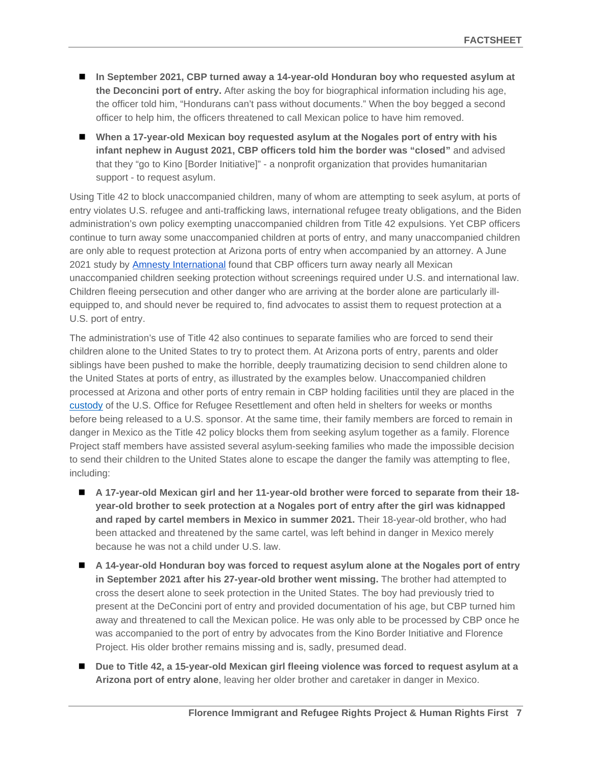- **In September 2021, CBP turned away a 14-year-old Honduran boy who requested asylum at the Deconcini port of entry.** After asking the boy for biographical information including his age, the officer told him, "Hondurans can't pass without documents." When the boy begged a second officer to help him, the officers threatened to call Mexican police to have him removed.
- **When a 17-year-old Mexican boy requested asylum at the Nogales port of entry with his infant nephew in August 2021, CBP officers told him the border was "closed"** and advised that they "go to Kino [Border Initiative]" - a nonprofit organization that provides humanitarian support - to request asylum.

Using Title 42 to block unaccompanied children, many of whom are attempting to seek asylum, at ports of entry violates U.S. refugee and anti-trafficking laws, international refugee treaty obligations, and the Biden administration's own policy exempting unaccompanied children from Title 42 expulsions. Yet CBP officers continue to turn away some unaccompanied children at ports of entry, and many unaccompanied children are only able to request protection at Arizona ports of entry when accompanied by an attorney. A June 2021 study by Amnesty International found that CBP officers turn away nearly all Mexican unaccompanied children seeking protection without screenings required under U.S. and international law. Children fleeing persecution and other danger who are arriving at the border alone are particularly ill-equipped to, and should never be required to, find advocates to assist them to request protection at a U.S. port of entry.

The administration's use of Title 42 also continues to separate families who are forced to send their children alone to the United States to try to protect them. At Arizona ports of entry, parents and older siblings have been pushed to make the horrible, deeply traumatizing decision to send children alone to the United States at ports of entry, as illustrated by the examples below. Unaccompanied children processed at Arizona and other ports of entry remain in CBP holding facilities until they are placed in the custody of the U.S. Office for Refugee Resettlement and often held in shelters for weeks or months before being released to a U.S. sponsor. At the same time, their family members are forced to remain in danger in Mexico as the Title 42 policy blocks them from seeking asylum together as a family. Florence Project staff members have assisted several asylum-seeking families who made the impossible decision to send their children to the United States alone to escape the danger the family was attempting to flee, including:

- **A 17-year-old Mexican girl and her 11-year-old brother were forced to separate from their 18-year-old brother to seek protection at a Nogales port of entry after the girl was kidnapped and raped by cartel members in Mexico in summer 2021.** Their 18-year-old brother, who had been attacked and threatened by the same cartel, was left behind in danger in Mexico merely because he was not a child under U.S. law.
- **A 14-year-old Honduran boy was forced to request asylum alone at the Nogales port of entry in September 2021 after his 27-year-old brother went missing.** The brother had attempted to cross the desert alone to seek protection in the United States. The boy had previously tried to present at the DeConcini port of entry and provided documentation of his age, but CBP turned him away and threatened to call the Mexican police. He was only able to be processed by CBP once he was accompanied to the port of entry by advocates from the Kino Border Initiative and Florence Project. His older brother remains missing and is, sadly, presumed dead.
- **Due to Title 42, a 15-year-old Mexican girl fleeing violence was forced to request asylum at a Arizona port of entry alone**, leaving her older brother and caretaker in danger in Mexico.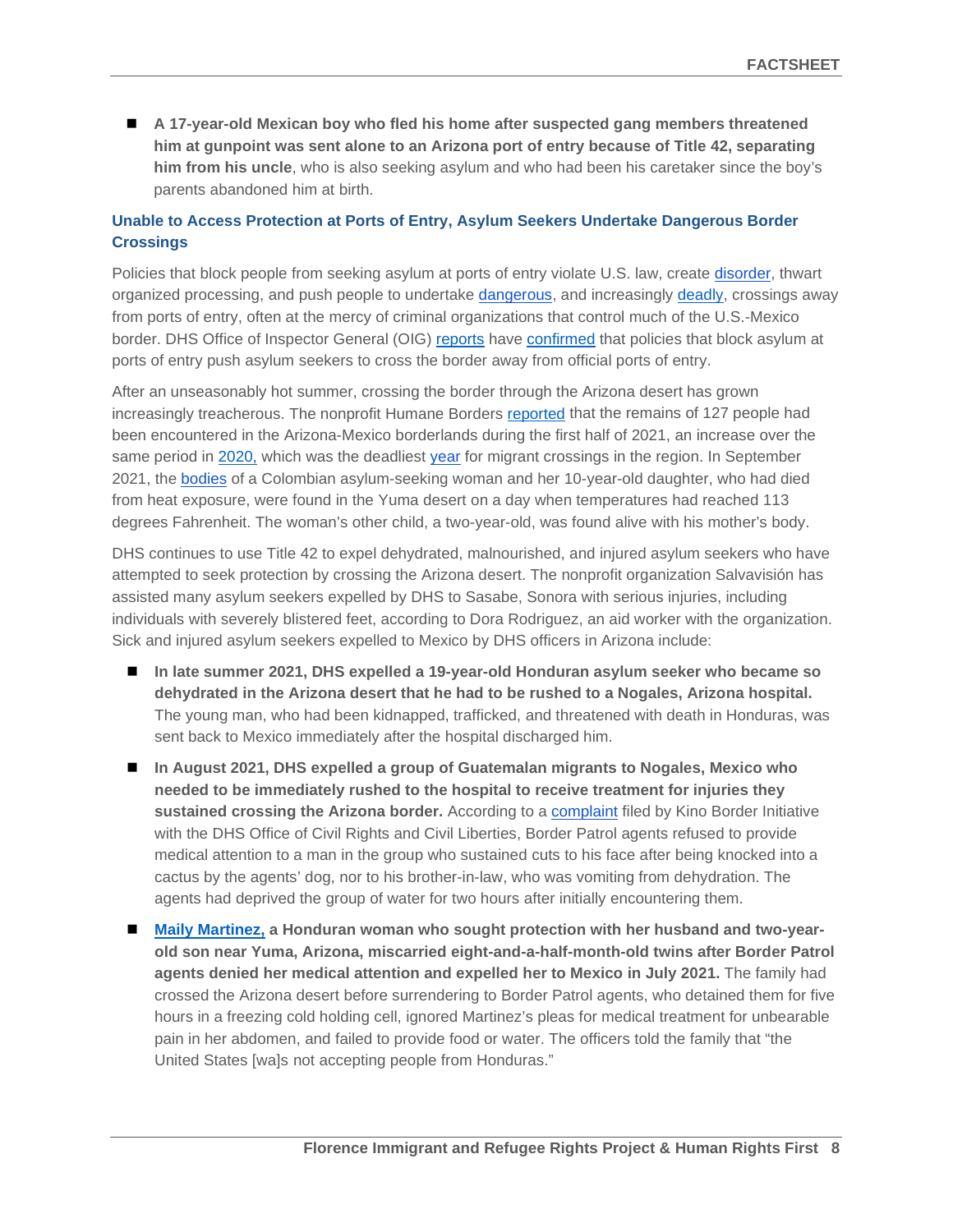- **A 17-year-old Mexican boy who fled his home after suspected gang members threatened him at gunpoint was sent alone to an Arizona port of entry because of Title 42, separating him from his uncle**, who is also seeking asylum and who had been his caretaker since the boy's parents abandoned him at birth.

## Unable to Access Protection at Ports of Entry, Asylum Seekers Undertake Dangerous Border Crossings

Policies that block people from seeking asylum at ports of entry violate U.S. law, create disorder, thwart organized processing, and push people to undertake dangerous, and increasingly deadly, crossings away from ports of entry, often at the mercy of criminal organizations that control much of the U.S.-Mexico border. DHS Office of Inspector General (OIG) reports have confirmed that policies that block asylum at ports of entry push asylum seekers to cross the border away from official ports of entry.

After an unseasonably hot summer, crossing the border through the Arizona desert has grown increasingly treacherous. The nonprofit Humane Borders reported that the remains of 127 people had been encountered in the Arizona-Mexico borderlands during the first half of 2021, an increase over the same period in 2020, which was the deadliest year for migrant crossings in the region. In September 2021, the bodies of a Colombian asylum-seeking woman and her 10-year-old daughter, who had died from heat exposure, were found in the Yuma desert on a day when temperatures had reached 113 degrees Fahrenheit. The woman's other child, a two-year-old, was found alive with his mother's body.

DHS continues to use Title 42 to expel dehydrated, malnourished, and injured asylum seekers who have attempted to seek protection by crossing the Arizona desert. The nonprofit organization Salvavisión has assisted many asylum seekers expelled by DHS to Sasabe, Sonora with serious injuries, including individuals with severely blistered feet, according to Dora Rodriguez, an aid worker with the organization. Sick and injured asylum seekers expelled to Mexico by DHS officers in Arizona include:

- **In late summer 2021, DHS expelled a 19-year-old Honduran asylum seeker who became so dehydrated in the Arizona desert that he had to be rushed to a Nogales, Arizona hospital.** The young man, who had been kidnapped, trafficked, and threatened with death in Honduras, was sent back to Mexico immediately after the hospital discharged him.
- **In August 2021, DHS expelled a group of Guatemalan migrants to Nogales, Mexico who needed to be immediately rushed to the hospital to receive treatment for injuries they sustained crossing the Arizona border.** According to a complaint filed by Kino Border Initiative with the DHS Office of Civil Rights and Civil Liberties, Border Patrol agents refused to provide medical attention to a man in the group who sustained cuts to his face after being knocked into a cactus by the agents' dog, nor to his brother-in-law, who was vomiting from dehydration. The agents had deprived the group of water for two hours after initially encountering them.
- **Maily Martinez, a Honduran woman who sought protection with her husband and two-year-old son near Yuma, Arizona, miscarried eight-and-a-half-month-old twins after Border Patrol agents denied her medical attention and expelled her to Mexico in July 2021.** The family had crossed the Arizona desert before surrendering to Border Patrol agents, who detained them for five hours in a freezing cold holding cell, ignored Martinez's pleas for medical treatment for unbearable pain in her abdomen, and failed to provide food or water. The officers told the family that "the United States [wa]s not accepting people from Honduras."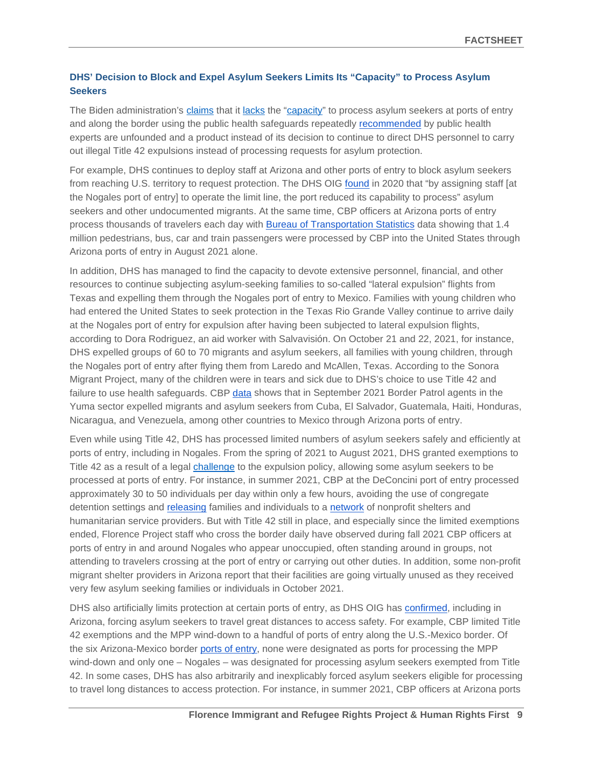## DHS' Decision to Block and Expel Asylum Seekers Limits Its "Capacity" to Process Asylum Seekers

The Biden administration's claims that it lacks the "capacity" to process asylum seekers at ports of entry and along the border using the public health safeguards repeatedly recommended by public health experts are unfounded and a product instead of its decision to continue to direct DHS personnel to carry out illegal Title 42 expulsions instead of processing requests for asylum protection.

For example, DHS continues to deploy staff at Arizona and other ports of entry to block asylum seekers from reaching U.S. territory to request protection. The DHS OIG found in 2020 that "by assigning staff [at the Nogales port of entry] to operate the limit line, the port reduced its capability to process" asylum seekers and other undocumented migrants. At the same time, CBP officers at Arizona ports of entry process thousands of travelers each day with Bureau of Transportation Statistics data showing that 1.4 million pedestrians, bus, car and train passengers were processed by CBP into the United States through Arizona ports of entry in August 2021 alone.

In addition, DHS has managed to find the capacity to devote extensive personnel, financial, and other resources to continue subjecting asylum-seeking families to so-called "lateral expulsion" flights from Texas and expelling them through the Nogales port of entry to Mexico. Families with young children who had entered the United States to seek protection in the Texas Rio Grande Valley continue to arrive daily at the Nogales port of entry for expulsion after having been subjected to lateral expulsion flights, according to Dora Rodriguez, an aid worker with Salvavisión. On October 21 and 22, 2021, for instance, DHS expelled groups of 60 to 70 migrants and asylum seekers, all families with young children, through the Nogales port of entry after flying them from Laredo and McAllen, Texas. According to the Sonora Migrant Project, many of the children were in tears and sick due to DHS's choice to use Title 42 and failure to use health safeguards. CBP data shows that in September 2021 Border Patrol agents in the Yuma sector expelled migrants and asylum seekers from Cuba, El Salvador, Guatemala, Haiti, Honduras, Nicaragua, and Venezuela, among other countries to Mexico through Arizona ports of entry.

Even while using Title 42, DHS has processed limited numbers of asylum seekers safely and efficiently at ports of entry, including in Nogales. From the spring of 2021 to August 2021, DHS granted exemptions to Title 42 as a result of a legal challenge to the expulsion policy, allowing some asylum seekers to be processed at ports of entry. For instance, in summer 2021, CBP at the DeConcini port of entry processed approximately 30 to 50 individuals per day within only a few hours, avoiding the use of congregate detention settings and releasing families and individuals to a network of nonprofit shelters and humanitarian service providers. But with Title 42 still in place, and especially since the limited exemptions ended, Florence Project staff who cross the border daily have observed during fall 2021 CBP officers at ports of entry in and around Nogales who appear unoccupied, often standing around in groups, not attending to travelers crossing at the port of entry or carrying out other duties. In addition, some non-profit migrant shelter providers in Arizona report that their facilities are going virtually unused as they received very few asylum seeking families or individuals in October 2021.

DHS also artificially limits protection at certain ports of entry, as DHS OIG has confirmed, including in Arizona, forcing asylum seekers to travel great distances to access safety. For example, CBP limited Title 42 exemptions and the MPP wind-down to a handful of ports of entry along the U.S.-Mexico border. Of the six Arizona-Mexico border ports of entry, none were designated as ports for processing the MPP wind-down and only one – Nogales – was designated for processing asylum seekers exempted from Title 42. In some cases, DHS has also arbitrarily and inexplicably forced asylum seekers eligible for processing to travel long distances to access protection. For instance, in summer 2021, CBP officers at Arizona ports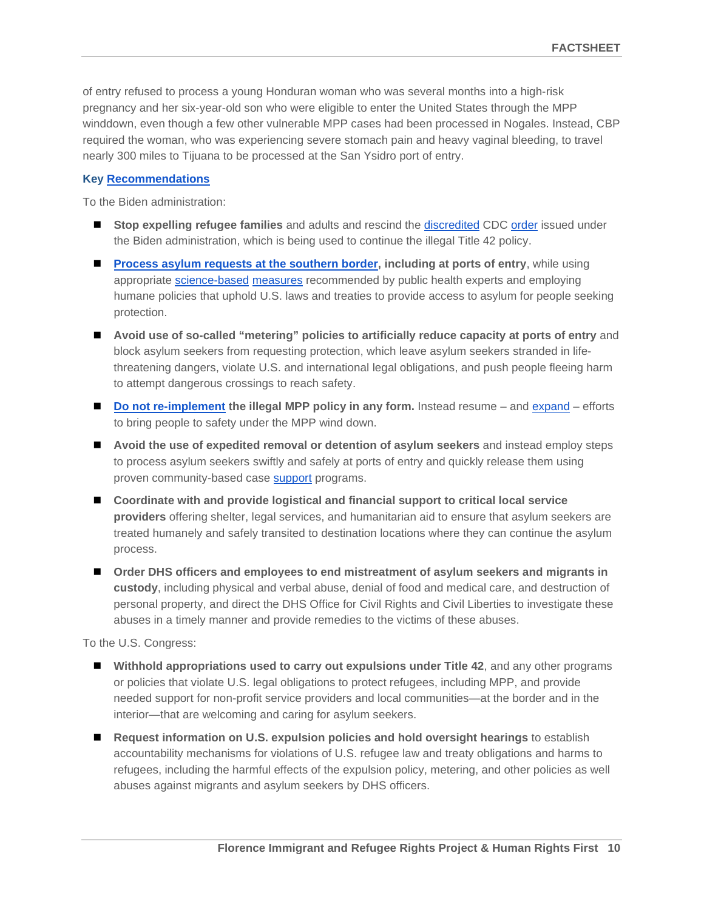of entry refused to process a young Honduran woman who was several months into a high-risk pregnancy and her six-year-old son who were eligible to enter the United States through the MPP winddown, even though a few other vulnerable MPP cases had been processed in Nogales. Instead, CBP required the woman, who was experiencing severe stomach pain and heavy vaginal bleeding, to travel nearly 300 miles to Tijuana to be processed at the San Ysidro port of entry.

### Key Recommendations

To the Biden administration:

- **Stop expelling refugee families** and adults and rescind the discredited CDC order issued under the Biden administration, which is being used to continue the illegal Title 42 policy.
- **Process asylum requests at the southern border, including at ports of entry**, while using appropriate science-based measures recommended by public health experts and employing humane policies that uphold U.S. laws and treaties to provide access to asylum for people seeking protection.
- **Avoid use of so-called "metering" policies to artificially reduce capacity at ports of entry** and block asylum seekers from requesting protection, which leave asylum seekers stranded in life-threatening dangers, violate U.S. and international legal obligations, and push people fleeing harm to attempt dangerous crossings to reach safety.
- **Do not re-implement the illegal MPP policy in any form.** Instead resume – and expand – efforts to bring people to safety under the MPP wind down.
- **Avoid the use of expedited removal or detention of asylum seekers** and instead employ steps to process asylum seekers swiftly and safely at ports of entry and quickly release them using proven community-based case support programs.
- **Coordinate with and provide logistical and financial support to critical local service providers** offering shelter, legal services, and humanitarian aid to ensure that asylum seekers are treated humanely and safely transited to destination locations where they can continue the asylum process.
- **Order DHS officers and employees to end mistreatment of asylum seekers and migrants in custody**, including physical and verbal abuse, denial of food and medical care, and destruction of personal property, and direct the DHS Office for Civil Rights and Civil Liberties to investigate these abuses in a timely manner and provide remedies to the victims of these abuses.

To the U.S. Congress:

- **Withhold appropriations used to carry out expulsions under Title 42**, and any other programs or policies that violate U.S. legal obligations to protect refugees, including MPP, and provide needed support for non-profit service providers and local communities—at the border and in the interior—that are welcoming and caring for asylum seekers.
- **Request information on U.S. expulsion policies and hold oversight hearings** to establish accountability mechanisms for violations of U.S. refugee law and treaty obligations and harms to refugees, including the harmful effects of the expulsion policy, metering, and other policies as well abuses against migrants and asylum seekers by DHS officers.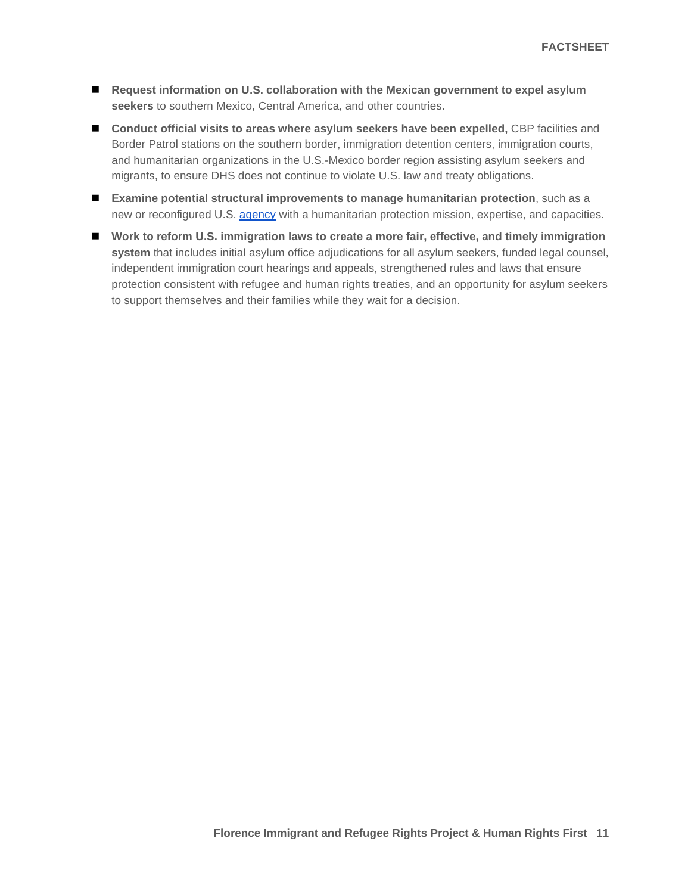- **Request information on U.S. collaboration with the Mexican government to expel asylum seekers** to southern Mexico, Central America, and other countries.
- **Conduct official visits to areas where asylum seekers have been expelled,** CBP facilities and Border Patrol stations on the southern border, immigration detention centers, immigration courts, and humanitarian organizations in the U.S.-Mexico border region assisting asylum seekers and migrants, to ensure DHS does not continue to violate U.S. law and treaty obligations.
- **Examine potential structural improvements to manage humanitarian protection**, such as a new or reconfigured U.S. agency with a humanitarian protection mission, expertise, and capacities.
- **Work to reform U.S. immigration laws to create a more fair, effective, and timely immigration system** that includes initial asylum office adjudications for all asylum seekers, funded legal counsel, independent immigration court hearings and appeals, strengthened rules and laws that ensure protection consistent with refugee and human rights treaties, and an opportunity for asylum seekers to support themselves and their families while they wait for a decision.